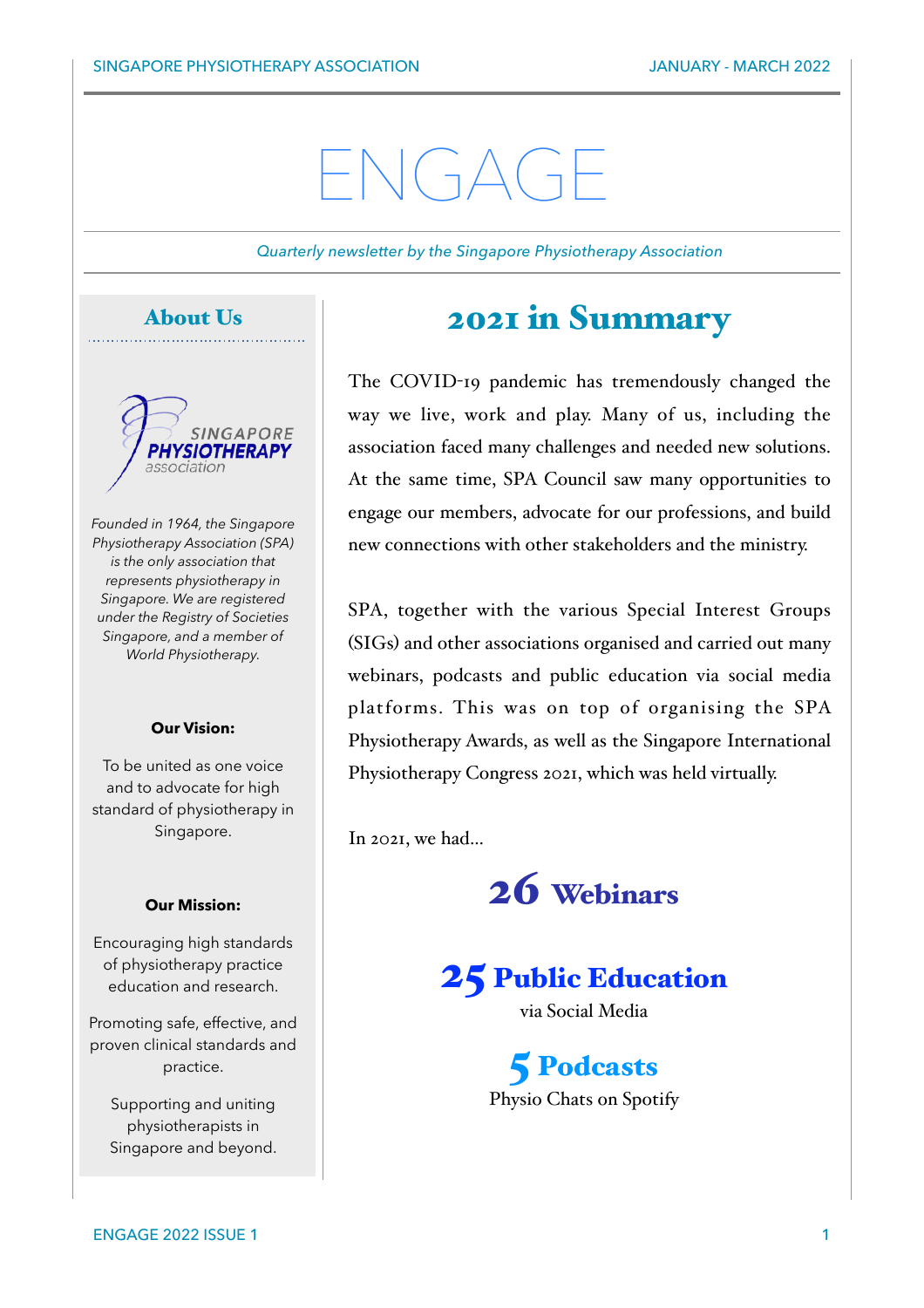# ENGAGE

*Quarterly newsletter by the Singapore Physiotherapy Association*

## About Us

*Founded in 1964, the Singapore Physiotherapy Association (SPA) is the only association that represents physiotherapy in Singapore. We are registered under the Registry of Societies Singapore, and a member of World Physiotherapy.*

**Our Vision:**

To be united as one voice and to advocate for high standard of physiotherapy in Singapore.

**Our Mission:**

Encouraging high standards of physiotherapy practice education and research.

Promoting safe, effective, and proven clinical standards and practice.

Supporting and uniting physiotherapists in Singapore and beyond.

## 2021 in Summary

The COVID-19 pandemic has tremendously changed the way we live, work and play. Many of us, including the association faced many challenges and needed new solutions. At the same time, SPA Council saw many opportunities to engage our members, advocate for our professions, and build new connections with other stakeholders and the ministry.

SPA, together with the various Special Interest Groups (SIGs) and other associations organised and carried out many webinars, podcasts and public education via social media platforms. This was on top of organising the SPA Physiotherapy Awards, as well as the Singapore International Physiotherapy Congress 2021, which was held virtually.

In 2021, we had...

### 26 Webinars

### 25 Public Education

via Social Media

### 5 Podcasts

Physio Chats on Spotify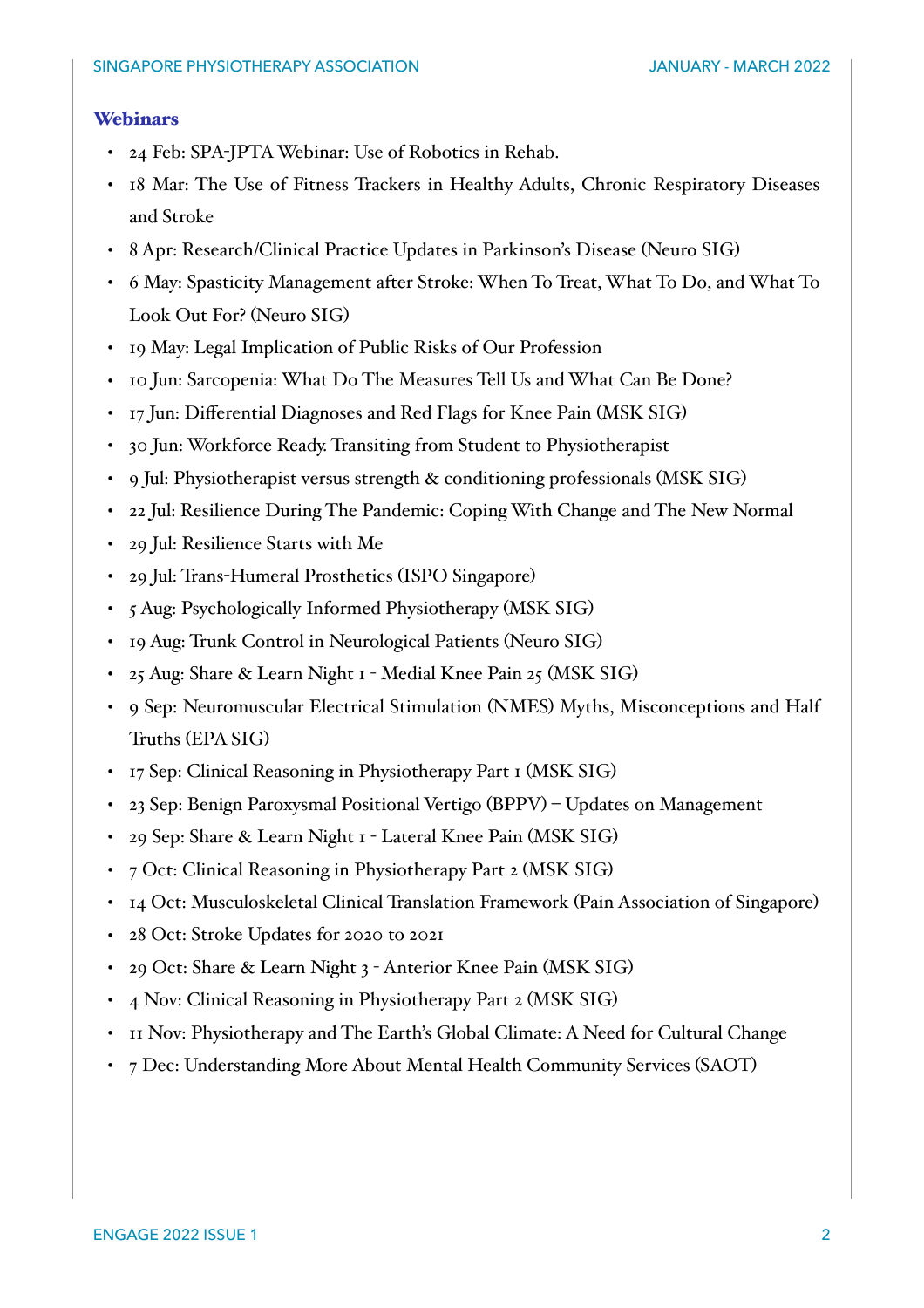## Webinars

- 24 Feb: SPA-JPTA Webinar: Use of Robotics in Rehab.
- 18 Mar: The Use of Fitness Trackers in Healthy Adults, Chronic Respiratory Diseases and Stroke
- 8 Apr: Research/Clinical Practice Updates in Parkinson's Disease (Neuro SIG)
- 6 May: Spasticity Management after Stroke: When To Treat, What To Do, and What To Look Out For? (Neuro SIG)
- 19 May: Legal Implication of Public Risks of Our Profession
- 10 Jun: Sarcopenia: What Do The Measures Tell Us and What Can Be Done?
- 17 Jun: Differential Diagnoses and Red Flags for Knee Pain (MSK SIG)
- 30 Jun: Workforce Ready. Transiting from Student to Physiotherapist
- 9 Jul: Physiotherapist versus strength & conditioning professionals (MSK SIG)
- 22 Jul: Resilience During The Pandemic: Coping With Change and The New Normal
- 29 Jul: Resilience Starts with Me
- 29 Jul: Trans-Humeral Prosthetics (ISPO Singapore)
- 5 Aug: Psychologically Informed Physiotherapy (MSK SIG)
- 19 Aug: Trunk Control in Neurological Patients (Neuro SIG)
- 25 Aug: Share & Learn Night 1 - Medial Knee Pain 25 (MSK SIG)
- 9 Sep: Neuromuscular Electrical Stimulation (NMES) Myths, Misconceptions and Half Truths (EPA SIG)
- 17 Sep: Clinical Reasoning in Physiotherapy Part 1 (MSK SIG)
- 23 Sep: Benign Paroxysmal Positional Vertigo (BPPV) – Updates on Management
- 29 Sep: Share & Learn Night 1 - Lateral Knee Pain (MSK SIG)
- 7 Oct: Clinical Reasoning in Physiotherapy Part 2 (MSK SIG)
- 14 Oct: Musculoskeletal Clinical Translation Framework (Pain Association of Singapore)
- 28 Oct: Stroke Updates for 2020 to 2021
- 29 Oct: Share & Learn Night 3 - Anterior Knee Pain (MSK SIG)
- 4 Nov: Clinical Reasoning in Physiotherapy Part 2 (MSK SIG)
- 11 Nov: Physiotherapy and The Earth's Global Climate: A Need for Cultural Change
- 7 Dec: Understanding More About Mental Health Community Services (SAOT)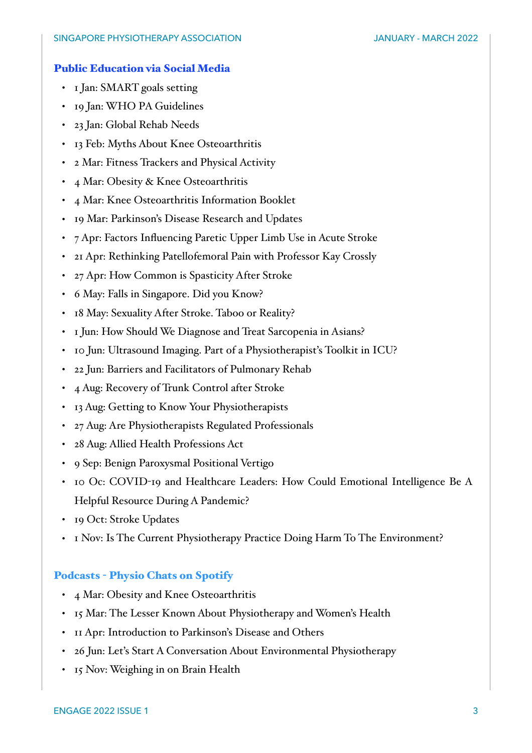## Public Education via Social Media

- 1 Jan: SMART goals setting
- 19 Jan: WHO PA Guidelines
- 23 Jan: Global Rehab Needs
- 13 Feb: Myths About Knee Osteoarthritis
- 2 Mar: Fitness Trackers and Physical Activity
- 4 Mar: Obesity & Knee Osteoarthritis
- 4 Mar: Knee Osteoarthritis Information Booklet
- 19 Mar: Parkinson's Disease Research and Updates
- 7 Apr: Factors Influencing Paretic Upper Limb Use in Acute Stroke
- 21 Apr: Rethinking Patellofemoral Pain with Professor Kay Crossly
- 27 Apr: How Common is Spasticity After Stroke
- 6 May: Falls in Singapore. Did you Know?
- 18 May: Sexuality After Stroke. Taboo or Reality?
- 1 Jun: How Should We Diagnose and Treat Sarcopenia in Asians?
- 10 Jun: Ultrasound Imaging. Part of a Physiotherapist's Toolkit in ICU?
- 22 Jun: Barriers and Facilitators of Pulmonary Rehab
- 4 Aug: Recovery of Trunk Control after Stroke
- 13 Aug: Getting to Know Your Physiotherapists
- 27 Aug: Are Physiotherapists Regulated Professionals
- 28 Aug: Allied Health Professions Act
- 9 Sep: Benign Paroxysmal Positional Vertigo
- 10 Oc: COVID-19 and Healthcare Leaders: How Could Emotional Intelligence Be A Helpful Resource During A Pandemic?
- 19 Oct: Stroke Updates
- 1 Nov: Is The Current Physiotherapy Practice Doing Harm To The Environment?

## Podcasts - Physio Chats on Spotify

- 4 Mar: Obesity and Knee Osteoarthritis
- 15 Mar: The Lesser Known About Physiotherapy and Women's Health
- 11 Apr: Introduction to Parkinson's Disease and Others
- 26 Jun: Let's Start A Conversation About Environmental Physiotherapy
- 15 Nov: Weighing in on Brain Health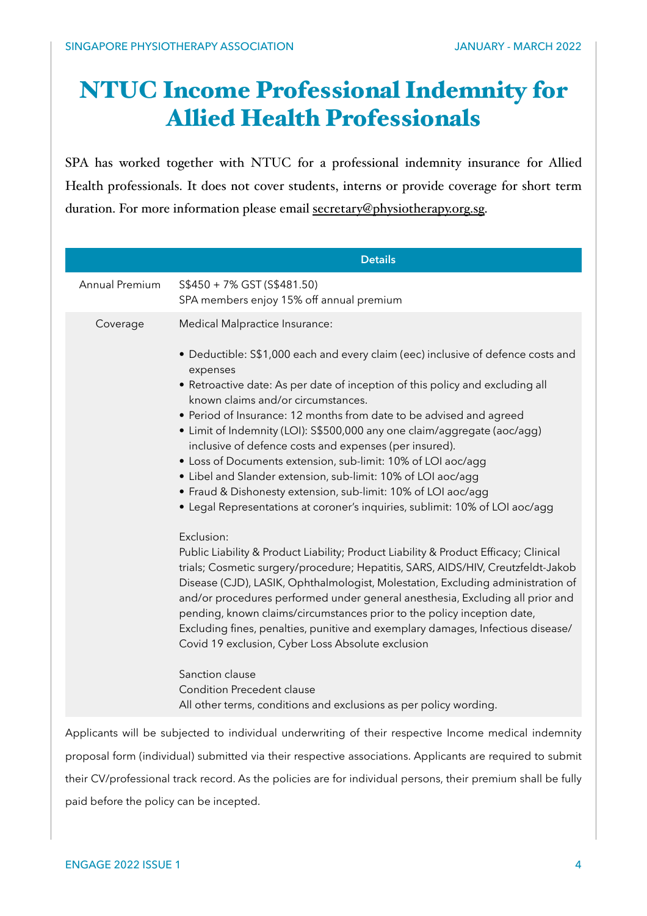# NTUC Income Professional Indemnity for Allied Health Professionals

SPA has worked together with NTUC for a professional indemnity insurance for Allied Health professionals. It does not cover students, interns or provide coverage for short term duration. For more information please email secretary@physiotherapy.org.sg.

| | Details |
|---|---|
| Annual Premium | S$450 + 7% GST (S$481.50)<br>SPA members enjoy 15% off annual premium |
| Coverage | Medical Malpractice Insurance:<br><br>• Deductible: S$1,000 each and every claim (eec) inclusive of defence costs and expenses<br>• Retroactive date: As per date of inception of this policy and excluding all known claims and/or circumstances.<br>• Period of Insurance: 12 months from date to be advised and agreed<br>• Limit of Indemnity (LOI): S$500,000 any one claim/aggregate (aoc/agg) inclusive of defence costs and expenses (per insured).<br>• Loss of Documents extension, sub-limit: 10% of LOI aoc/agg<br>• Libel and Slander extension, sub-limit: 10% of LOI aoc/agg<br>• Fraud & Dishonesty extension, sub-limit: 10% of LOI aoc/agg<br>• Legal Representations at coroner's inquiries, sublimit: 10% of LOI aoc/agg<br><br>Exclusion:<br>Public Liability & Product Liability; Product Liability & Product Efficacy; Clinical trials; Cosmetic surgery/procedure; Hepatitis, SARS, AIDS/HIV, Creutzfeldt-Jakob Disease (CJD), LASIK, Ophthalmologist, Molestation, Excluding administration of and/or procedures performed under general anesthesia, Excluding all prior and pending, known claims/circumstances prior to the policy inception date, Excluding fines, penalties, punitive and exemplary damages, Infectious disease/ Covid 19 exclusion, Cyber Loss Absolute exclusion<br><br>Sanction clause<br>Condition Precedent clause<br>All other terms, conditions and exclusions as per policy wording. |

Applicants will be subjected to individual underwriting of their respective Income medical indemnity proposal form (individual) submitted via their respective associations. Applicants are required to submit their CV/professional track record. As the policies are for individual persons, their premium shall be fully paid before the policy can be incepted.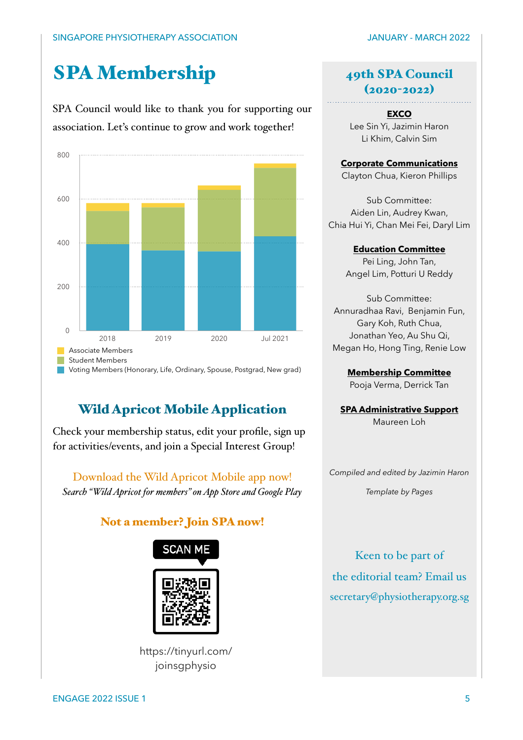# SPA Membership

SPA Council would like to thank you for supporting our association. Let's continue to grow and work together!

800
600
400
200
0
2018
2019
2020
Jul 2021

Associate Members
Student Members
Voting Members (Honorary, Life, Ordinary, Spouse, Postgrad, New grad)

## Wild Apricot Mobile Application

Check your membership status, edit your profile, sign up for activities/events, and join a Special Interest Group!

Download the Wild Apricot Mobile app now!

*Search "Wild Apricot for members" on App Store and Google Play*

**Not a member? Join SPA now!**

SCAN ME

https://tinyurl.com/joinsgphysio

## 49th SPA Council (2020-2022)

**EXCO**
Lee Sin Yi, Jazimin Haron
Li Khim, Calvin Sim

**Corporate Communications**
Clayton Chua, Kieron Phillips

Sub Committee:
Aiden Lin, Audrey Kwan,
Chia Hui Yi, Chan Mei Fei, Daryl Lim

**Education Committee**
Pei Ling, John Tan,
Angel Lim, Potturi U Reddy

Sub Committee:
Annuradhaa Ravi, Benjamin Fun,
Gary Koh, Ruth Chua,
Jonathan Yeo, Au Shu Qi,
Megan Ho, Hong Ting, Renie Low

**Membership Committee**
Pooja Verma, Derrick Tan

**SPA Administrative Support**
Maureen Loh

*Compiled and edited by Jazimin Haron*

*Template by Pages*

Keen to be part of the editorial team? Email us secretary@physiotherapy.org.sg